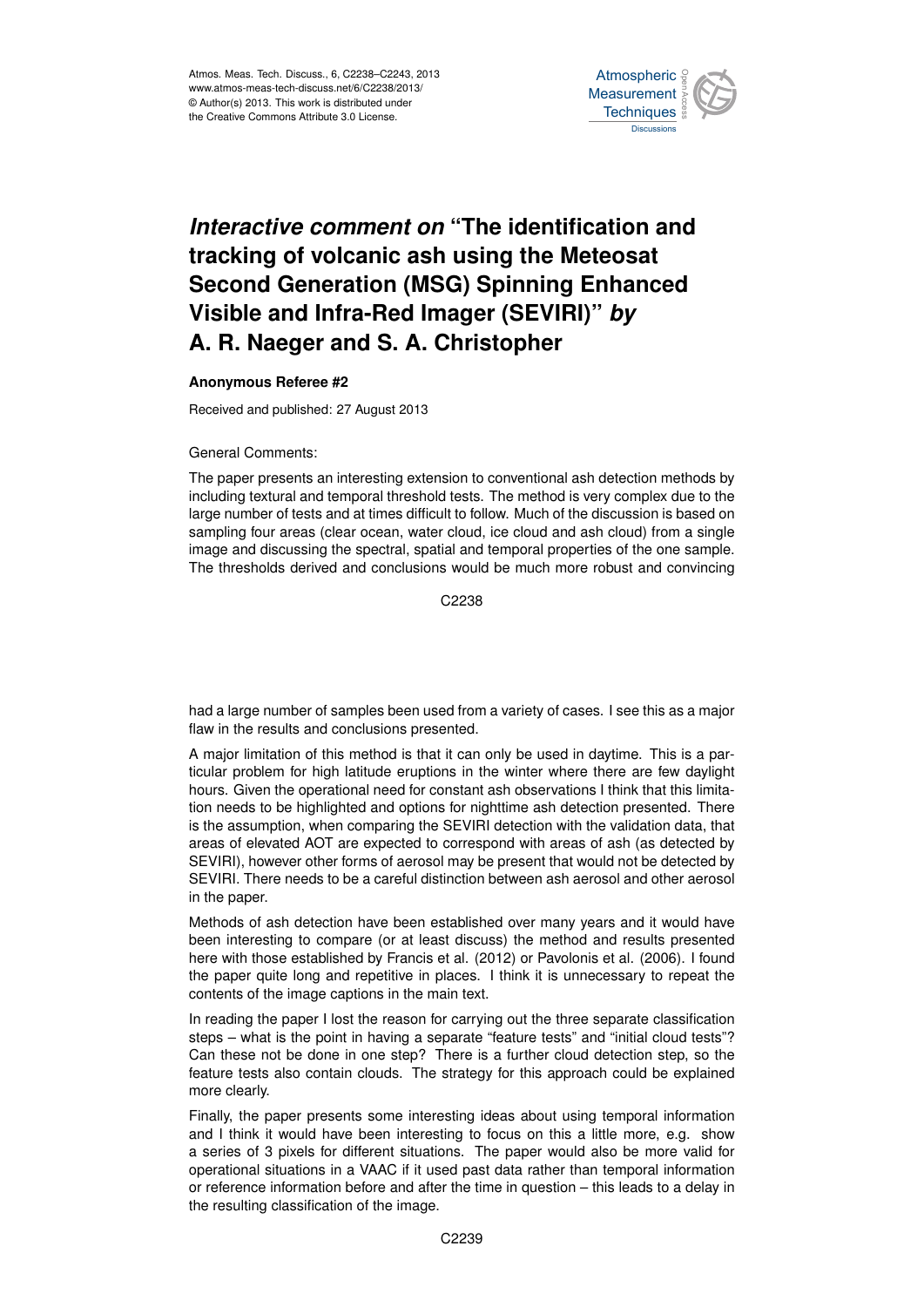# *Interactive comment on* "The identification and tracking of volcanic ash using the Meteosat Second Generation (MSG) Spinning Enhanced Visible and Infra-Red Imager (SEVIRI)" *by* A. R. Naeger and S. A. Christopher

**Anonymous Referee #2**

Received and published: 27 August 2013

General Comments:

The paper presents an interesting extension to conventional ash detection methods by including textural and temporal threshold tests. The method is very complex due to the large number of tests and at times difficult to follow. Much of the discussion is based on sampling four areas (clear ocean, water cloud, ice cloud and ash cloud) from a single image and discussing the spectral, spatial and temporal properties of the one sample. The thresholds derived and conclusions would be much more robust and convincing had a large number of samples been used from a variety of cases. I see this as a major flaw in the results and conclusions presented.

A major limitation of this method is that it can only be used in daytime. This is a particular problem for high latitude eruptions in the winter where there are few daylight hours. Given the operational need for constant ash observations I think that this limitation needs to be highlighted and options for nighttime ash detection presented. There is the assumption, when comparing the SEVIRI detection with the validation data, that areas of elevated AOT are expected to correspond with areas of ash (as detected by SEVIRI), however other forms of aerosol may be present that would not be detected by SEVIRI. There needs to be a careful distinction between ash aerosol and other aerosol in the paper.

Methods of ash detection have been established over many years and it would have been interesting to compare (or at least discuss) the method and results presented here with those established by Francis et al. (2012) or Pavolonis et al. (2006). I found the paper quite long and repetitive in places. I think it is unnecessary to repeat the contents of the image captions in the main text.

In reading the paper I lost the reason for carrying out the three separate classification steps – what is the point in having a separate "feature tests" and "initial cloud tests"? Can these not be done in one step? There is a further cloud detection step, so the feature tests also contain clouds. The strategy for this approach could be explained more clearly.

Finally, the paper presents some interesting ideas about using temporal information and I think it would have been interesting to focus on this a little more, e.g. show a series of 3 pixels for different situations. The paper would also be more valid for operational situations in a VAAC if it used past data rather than temporal information or reference information before and after the time in question – this leads to a delay in the resulting classification of the image.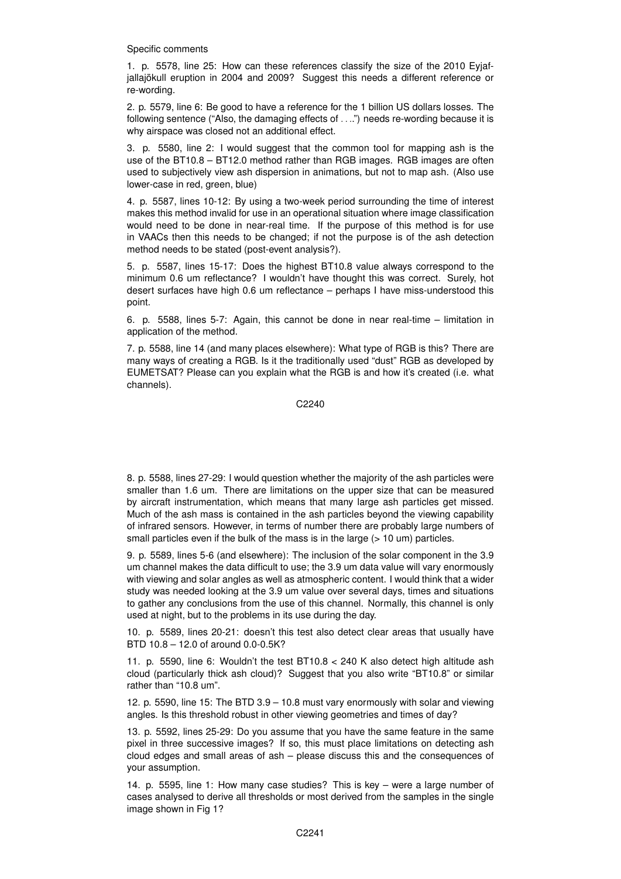Specific comments

1. p. 5578, line 25: How can these references classify the size of the 2010 Eyjafjallajökull eruption in 2004 and 2009? Suggest this needs a different reference or re-wording.

2. p. 5579, line 6: Be good to have a reference for the 1 billion US dollars losses. The following sentence ("Also, the damaging effects of . . ..") needs re-wording because it is why airspace was closed not an additional effect.

3. p. 5580, line 2: I would suggest that the common tool for mapping ash is the use of the BT10.8 – BT12.0 method rather than RGB images. RGB images are often used to subjectively view ash dispersion in animations, but not to map ash. (Also use lower-case in red, green, blue)

4. p. 5587, lines 10-12: By using a two-week period surrounding the time of interest makes this method invalid for use in an operational situation where image classification would need to be done in near-real time. If the purpose of this method is for use in VAACs then this needs to be changed; if not the purpose is of the ash detection method needs to be stated (post-event analysis?).

5. p. 5587, lines 15-17: Does the highest BT10.8 value always correspond to the minimum 0.6 um reflectance? I wouldn't have thought this was correct. Surely, hot desert surfaces have high 0.6 um reflectance – perhaps I have miss-understood this point.

6. p. 5588, lines 5-7: Again, this cannot be done in near real-time – limitation in application of the method.

7. p. 5588, line 14 (and many places elsewhere): What type of RGB is this? There are many ways of creating a RGB. Is it the traditionally used "dust" RGB as developed by EUMETSAT? Please can you explain what the RGB is and how it's created (i.e. what channels).

8. p. 5588, lines 27-29: I would question whether the majority of the ash particles were smaller than 1.6 um. There are limitations on the upper size that can be measured by aircraft instrumentation, which means that many large ash particles get missed. Much of the ash mass is contained in the ash particles beyond the viewing capability of infrared sensors. However, in terms of number there are probably large numbers of small particles even if the bulk of the mass is in the large (> 10 um) particles.

9. p. 5589, lines 5-6 (and elsewhere): The inclusion of the solar component in the 3.9 um channel makes the data difficult to use; the 3.9 um data value will vary enormously with viewing and solar angles as well as atmospheric content. I would think that a wider study was needed looking at the 3.9 um value over several days, times and situations to gather any conclusions from the use of this channel. Normally, this channel is only used at night, but to the problems in its use during the day.

10. p. 5589, lines 20-21: doesn't this test also detect clear areas that usually have BTD 10.8 – 12.0 of around 0.0-0.5K?

11. p. 5590, line 6: Wouldn't the test BT10.8 < 240 K also detect high altitude ash cloud (particularly thick ash cloud)? Suggest that you also write "BT10.8" or similar rather than "10.8 um".

12. p. 5590, line 15: The BTD 3.9 – 10.8 must vary enormously with solar and viewing angles. Is this threshold robust in other viewing geometries and times of day?

13. p. 5592, lines 25-29: Do you assume that you have the same feature in the same pixel in three successive images? If so, this must place limitations on detecting ash cloud edges and small areas of ash – please discuss this and the consequences of your assumption.

14. p. 5595, line 1: How many case studies? This is key – were a large number of cases analysed to derive all thresholds or most derived from the samples in the single image shown in Fig 1?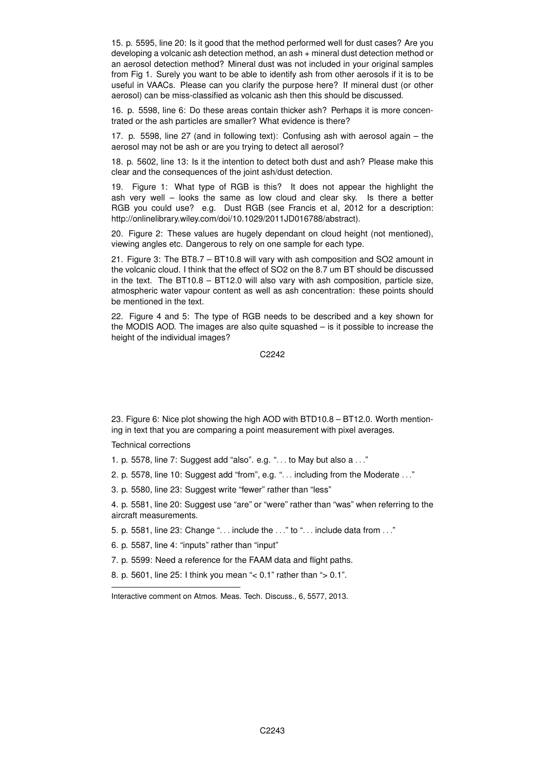15. p. 5595, line 20: Is it good that the method performed well for dust cases? Are you developing a volcanic ash detection method, an ash + mineral dust detection method or an aerosol detection method? Mineral dust was not included in your original samples from Fig 1. Surely you want to be able to identify ash from other aerosols if it is to be useful in VAACs. Please can you clarify the purpose here? If mineral dust (or other aerosol) can be miss-classified as volcanic ash then this should be discussed.

16. p. 5598, line 6: Do these areas contain thicker ash? Perhaps it is more concentrated or the ash particles are smaller? What evidence is there?

17. p. 5598, line 27 (and in following text): Confusing ash with aerosol again – the aerosol may not be ash or are you trying to detect all aerosol?

18. p. 5602, line 13: Is it the intention to detect both dust and ash? Please make this clear and the consequences of the joint ash/dust detection.

19. Figure 1: What type of RGB is this? It does not appear the highlight the ash very well – looks the same as low cloud and clear sky. Is there a better RGB you could use? e.g. Dust RGB (see Francis et al, 2012 for a description: http://onlinelibrary.wiley.com/doi/10.1029/2011JD016788/abstract).

20. Figure 2: These values are hugely dependant on cloud height (not mentioned), viewing angles etc. Dangerous to rely on one sample for each type.

21. Figure 3: The BT8.7 – BT10.8 will vary with ash composition and $SO_2$ amount in the volcanic cloud. I think that the effect of $SO_2$ on the 8.7 um BT should be discussed in the text. The BT10.8 – BT12.0 will also vary with ash composition, particle size, atmospheric water vapour content as well as ash concentration: these points should be mentioned in the text.

22. Figure 4 and 5: The type of RGB needs to be described and a key shown for the MODIS AOD. The images are also quite squashed – is it possible to increase the height of the individual images?

23. Figure 6: Nice plot showing the high AOD with BTD10.8 – BT12.0. Worth mentioning in text that you are comparing a point measurement with pixel averages.

Technical corrections

1. p. 5578, line 7: Suggest add "also". e.g. ". . . to May but also a . . ."

2. p. 5578, line 10: Suggest add "from", e.g. ". . . including from the Moderate . . ."

3. p. 5580, line 23: Suggest write "fewer" rather than "less"

4. p. 5581, line 20: Suggest use "are" or "were" rather than "was" when referring to the aircraft measurements.

5. p. 5581, line 23: Change ". . . include the . . ." to ". . . include data from . . ."

6. p. 5587, line 4: "inputs" rather than "input"

7. p. 5599: Need a reference for the FAAM data and flight paths.

8. p. 5601, line 25: I think you mean "< 0.1" rather than "> 0.1".

---

Interactive comment on Atmos. Meas. Tech. Discuss., 6, 5577, 2013.